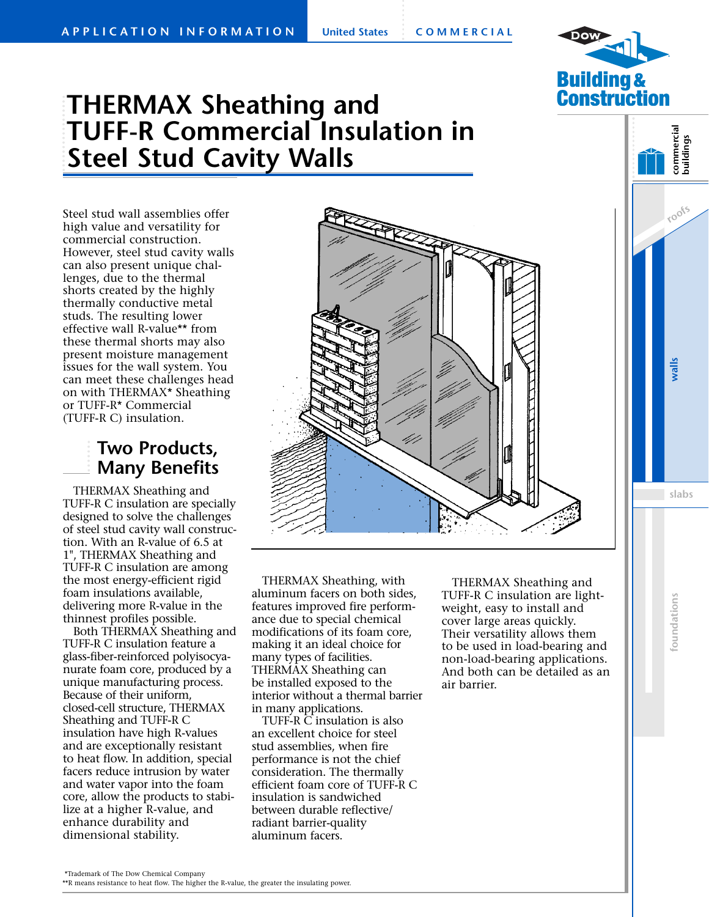# THERMAX Sheathing and TUFF-R Commercial Insulation in Steel Stud Cavity Walls

Steel stud wall assemblies offer high value and versatility for commercial construction. However, steel stud cavity walls can also present unique challenges, due to the thermal shorts created by the highly thermally conductive metal studs. The resulting lower effective wall R-value** from these thermal shorts may also present moisture management issues for the wall system. You can meet these challenges head on with THERMAX* Sheathing or TUFF-R* Commercial (TUFF-R C) insulation.

## Two Products, Many Benefits

THERMAX Sheathing and TUFF-R C insulation are specially designed to solve the challenges of steel stud cavity wall construction. With an R-value of 6.5 at 1", THERMAX Sheathing and TUFF-R C insulation are among the most energy-efficient rigid foam insulations available, delivering more R-value in the thinnest profiles possible.

Both THERMAX Sheathing and TUFF-R C insulation feature a glass-fiber-reinforced polyisocyanurate foam core, produced by a unique manufacturing process. Because of their uniform, closed-cell structure, THERMAX Sheathing and TUFF-R C insulation have high R-values and are exceptionally resistant to heat flow. In addition, special facers reduce intrusion by water and water vapor into the foam core, allow the products to stabilize at a higher R-value, and enhance durability and dimensional stability.

THERMAX Sheathing, with aluminum facers on both sides, features improved fire performance due to special chemical modifications of its foam core, making it an ideal choice for many types of facilities. THERMAX Sheathing can be installed exposed to the interior without a thermal barrier in many applications.

TUFF-R C insulation is also an excellent choice for steel stud assemblies, when fire performance is not the chief consideration. The thermally efficient foam core of TUFF-R C insulation is sandwiched between durable reflective/radiant barrier-quality aluminum facers.

THERMAX Sheathing and TUFF-R C insulation are lightweight, easy to install and cover large areas quickly. Their versatility allows them to be used in load-bearing and non-load-bearing applications. And both can be detailed as an air barrier.

*Trademark of The Dow Chemical Company
**R means resistance to heat flow. The higher the R-value, the greater the insulating power.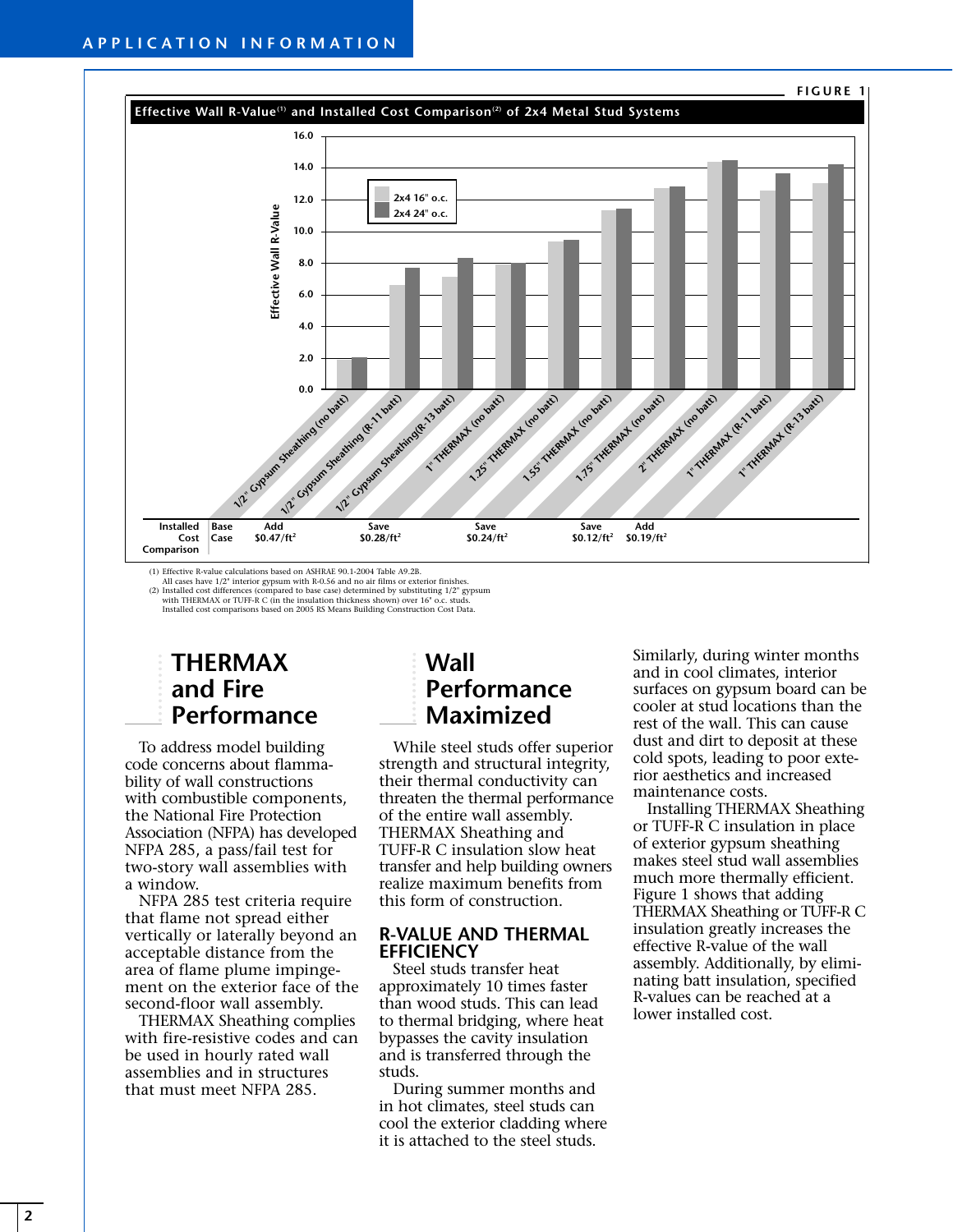FIGURE 1

**Effective Wall R-Value[1] and Installed Cost Comparison[2] of 2x4 Metal Stud Systems**

| Wall System | Installed Cost Comparison |
|---|---|
| 1/2" Gypsum Sheathing (no batt) | Base Case |
| 1/2" Gypsum Sheathing (R-11 batt) | Add $0.47/ft$^2$ |
| 1/2" Gypsum Sheathing(R-13 batt) | |
| 1" THERMAX (no batt) | Save $0.28/ft$^2$ |
| 1.25" THERMAX (no batt) | |
| 1.55" THERMAX (no batt) | Save $0.24/ft$^2$ |
| 1.75" THERMAX (no batt) | |
| 2" THERMAX (no batt) | Save $0.12/ft$^2$ |
| 1" THERMAX (R-11 batt) | Add $0.19/ft$^2$ |
| 1" THERMAX (R-13 batt) | |

(1) Effective R-value calculations based on ASHRAE 90.1-2004 Table A9.2B.
All cases have 1/2" interior gypsum with R-0.56 and no air films or exterior finishes.
(2) Installed cost differences (compared to base case) determined by substituting 1/2" gypsum with THERMAX or TUFF-R C (in the insulation thickness shown) over 16" o.c. studs.
Installed cost comparisons based on 2005 RS Means Building Construction Cost Data.

## THERMAX and Fire Performance

To address model building code concerns about flammability of wall constructions with combustible components, the National Fire Protection Association (NFPA) has developed NFPA 285, a pass/fail test for two-story wall assemblies with a window.

NFPA 285 test criteria require that flame not spread either vertically or laterally beyond an acceptable distance from the area of flame plume impingement on the exterior face of the second-floor wall assembly.

THERMAX Sheathing complies with fire-resistive codes and can be used in hourly rated wall assemblies and in structures that must meet NFPA 285.

## Wall Performance Maximized

While steel studs offer superior strength and structural integrity, their thermal conductivity can threaten the thermal performance of the entire wall assembly. THERMAX Sheathing and TUFF-R C insulation slow heat transfer and help building owners realize maximum benefits from this form of construction.

### R-VALUE AND THERMAL EFFICIENCY

Steel studs transfer heat approximately 10 times faster than wood studs. This can lead to thermal bridging, where heat bypasses the cavity insulation and is transferred through the studs.

During summer months and in hot climates, steel studs can cool the exterior cladding where it is attached to the steel studs. Similarly, during winter months and in cool climates, interior surfaces on gypsum board can be cooler at stud locations than the rest of the wall. This can cause dust and dirt to deposit at these cold spots, leading to poor exterior aesthetics and increased maintenance costs.

Installing THERMAX Sheathing or TUFF-R C insulation in place of exterior gypsum sheathing makes steel stud wall assemblies much more thermally efficient. Figure 1 shows that adding THERMAX Sheathing or TUFF-R C insulation greatly increases the effective R-value of the wall assembly. Additionally, by eliminating batt insulation, specified R-values can be reached at a lower installed cost.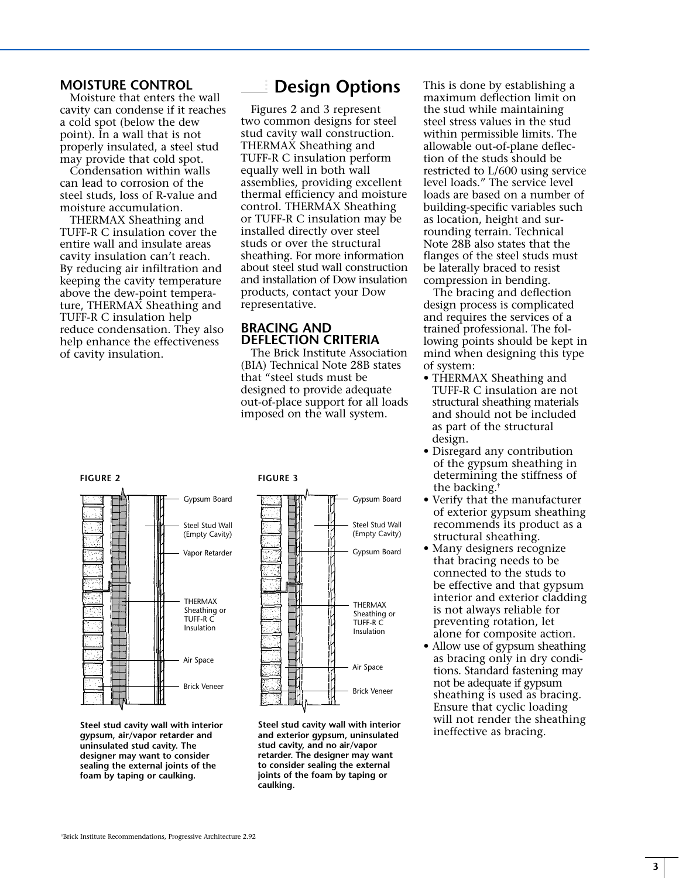## MOISTURE CONTROL

Moisture that enters the wall cavity can condense if it reaches a cold spot (below the dew point). In a wall that is not properly insulated, a steel stud may provide that cold spot.

Condensation within walls can lead to corrosion of the steel studs, loss of R-value and moisture accumulation.

THERMAX Sheathing and TUFF-R C insulation cover the entire wall and insulate areas cavity insulation can't reach. By reducing air infiltration and keeping the cavity temperature above the dew-point temperature, THERMAX Sheathing and TUFF-R C insulation help reduce condensation. They also help enhance the effectiveness of cavity insulation.

# Design Options

Figures 2 and 3 represent two common designs for steel stud cavity wall construction. THERMAX Sheathing and TUFF-R C insulation perform equally well in both wall assemblies, providing excellent thermal efficiency and moisture control. THERMAX Sheathing or TUFF-R C insulation may be installed directly over steel studs or over the structural sheathing. For more information about steel stud wall construction and installation of Dow insulation products, contact your Dow representative.

## BRACING AND DEFLECTION CRITERIA

The Brick Institute Association (BIA) Technical Note 28B states that "steel studs must be designed to provide adequate out-of-place support for all loads imposed on the wall system. This is done by establishing a maximum deflection limit on the stud while maintaining steel stress values in the stud within permissible limits. The allowable out-of-plane deflection of the studs should be restricted to L/600 using service level loads." The service level loads are based on a number of building-specific variables such as location, height and surrounding terrain. Technical Note 28B also states that the flanges of the steel studs must be laterally braced to resist compression in bending.

The bracing and deflection design process is complicated and requires the services of a trained professional. The following points should be kept in mind when designing this type of system:

- THERMAX Sheathing and TUFF-R C insulation are not structural sheathing materials and should not be included as part of the structural design.
- Disregard any contribution of the gypsum sheathing in determining the stiffness of the backing.†
- Verify that the manufacturer of exterior gypsum sheathing recommends its product as a structural sheathing.
- Many designers recognize that bracing needs to be connected to the studs to be effective and that gypsum interior and exterior cladding is not always reliable for preventing rotation, let alone for composite action.
- Allow use of gypsum sheathing as bracing only in dry conditions. Standard fastening may not be adequate if gypsum sheathing is used as bracing. Ensure that cyclic loading will not render the sheathing ineffective as bracing.

**FIGURE 2**

Gypsum Board; Steel Stud Wall (Empty Cavity); Vapor Retarder; THERMAX Sheathing or TUFF-R C Insulation; Air Space; Brick Veneer

**Steel stud cavity wall with interior gypsum, air/vapor retarder and uninsulated stud cavity. The designer may want to consider sealing the external joints of the foam by taping or caulking.**

**FIGURE 3**

Gypsum Board; Steel Stud Wall (Empty Cavity); Gypsum Board; THERMAX Sheathing or TUFF-R C Insulation; Air Space; Brick Veneer

**Steel stud cavity wall with interior and exterior gypsum, uninsulated stud cavity, and no air/vapor retarder. The designer may want to consider sealing the external joints of the foam by taping or caulking.**

†Brick Institute Recommendations, Progressive Architecture 2.92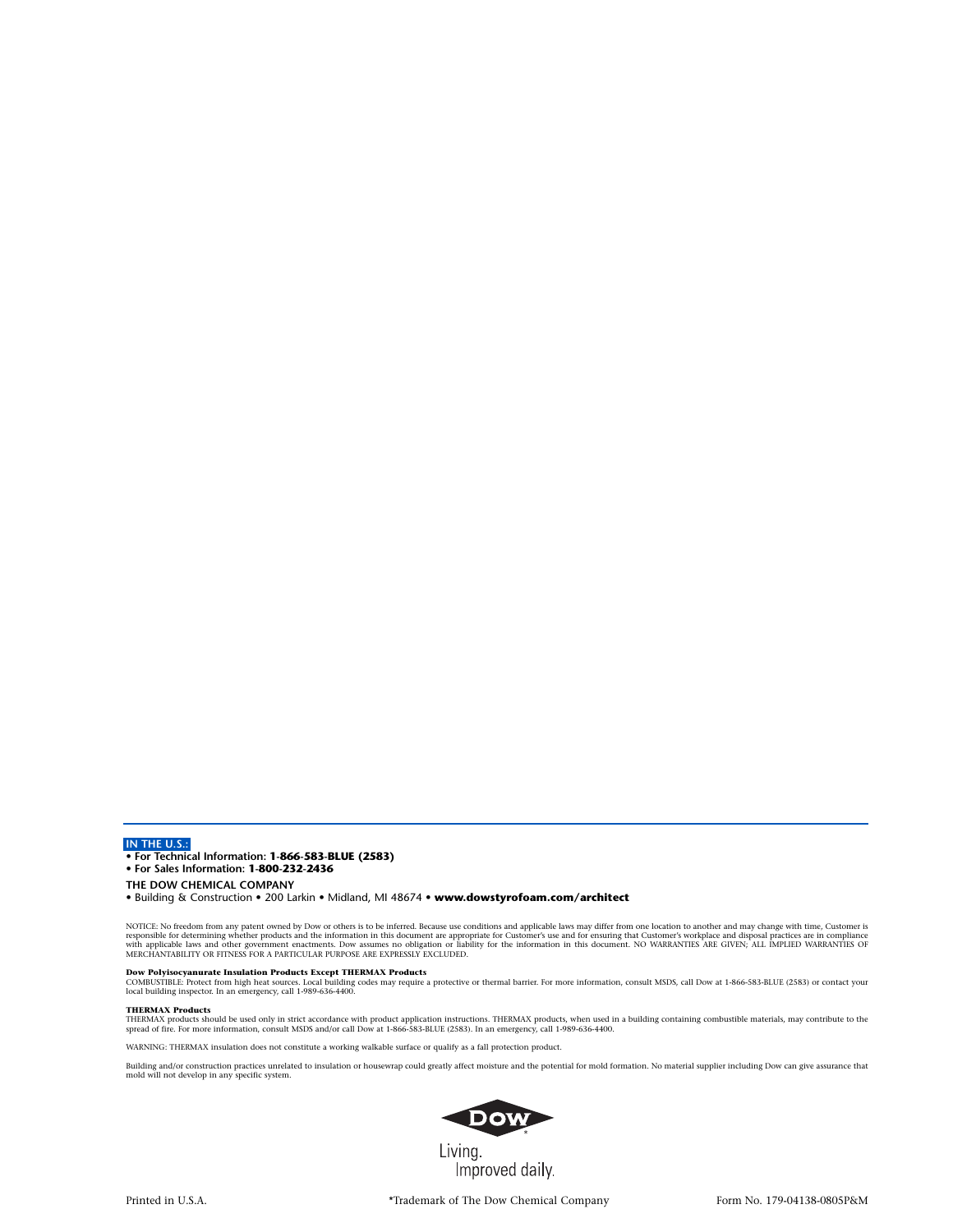**IN THE U.S.:**

- **For Technical Information: 1-866-583-BLUE (2583)**
- **For Sales Information: 1-800-232-2436**

**THE DOW CHEMICAL COMPANY**

- Building & Construction • 200 Larkin • Midland, MI 48674 • **www.dowstyrofoam.com/architect**

NOTICE: No freedom from any patent owned by Dow or others is to be inferred. Because use conditions and applicable laws may differ from one location to another and may change with time, Customer is responsible for determining whether products and the information in this document are appropriate for Customer's use and for ensuring that Customer's workplace and disposal practices are in compliance with applicable laws and other government enactments. Dow assumes no obligation or liability for the information in this document. NO WARRANTIES ARE GIVEN; ALL IMPLIED WARRANTIES OF MERCHANTABILITY OR FITNESS FOR A PARTICULAR PURPOSE ARE EXPRESSLY EXCLUDED.

**Dow Polyisocyanurate Insulation Products Except THERMAX Products**
COMBUSTIBLE: Protect from high heat sources. Local building codes may require a protective or thermal barrier. For more information, consult MSDS, call Dow at 1-866-583-BLUE (2583) or contact your local building inspector. In an emergency, call 1-989-636-4400.

**THERMAX Products**
THERMAX products should be used only in strict accordance with product application instructions. THERMAX products, when used in a building containing combustible materials, may contribute to the spread of fire. For more information, consult MSDS and/or call Dow at 1-866-583-BLUE (2583). In an emergency, call 1-989-636-4400.

WARNING: THERMAX insulation does not constitute a working walkable surface or qualify as a fall protection product.

Building and/or construction practices unrelated to insulation or housewrap could greatly affect moisture and the potential for mold formation. No material supplier including Dow can give assurance that mold will not develop in any specific system.

DOW*

Living.
Improved daily.

Printed in U.S.A. *Trademark of The Dow Chemical Company Form No. 179-04138-0805P&M